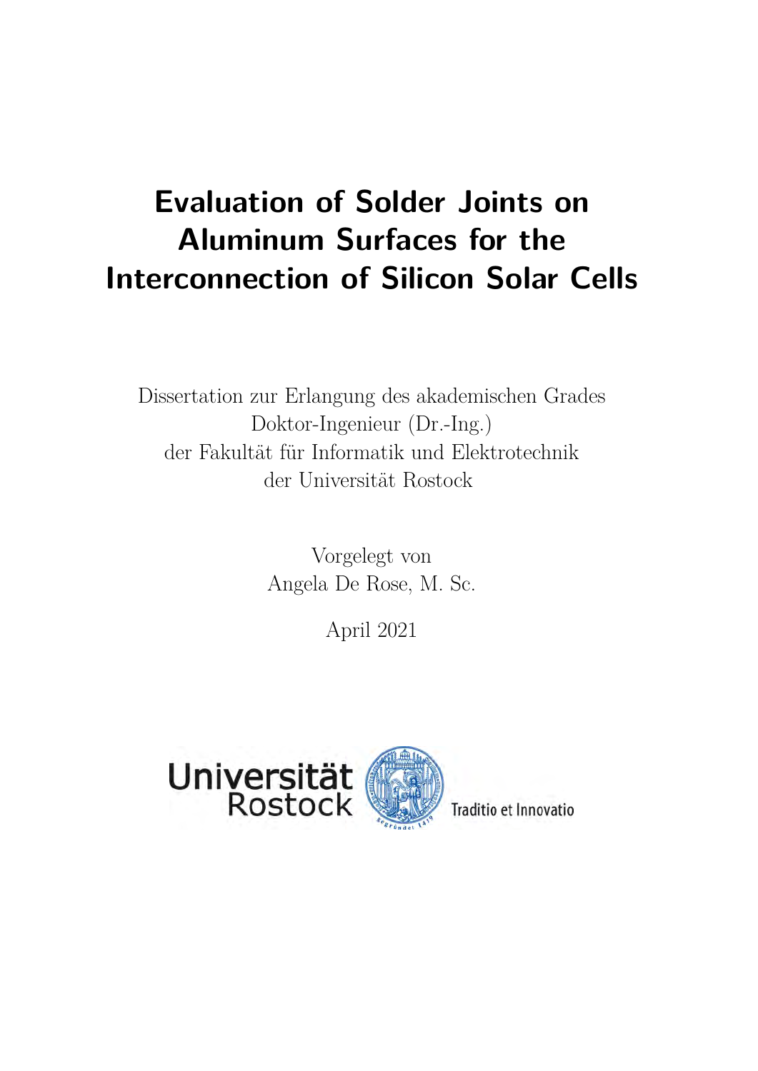# Evaluation of Solder Joints on Aluminum Surfaces for the Interconnection of Silicon Solar Cells

Dissertation zur Erlangung des akademischen Grades
Doktor-Ingenieur (Dr.-Ing.)
der Fakultät für Informatik und Elektrotechnik
der Universität Rostock

Vorgelegt von
Angela De Rose, M. Sc.

April 2021

Universität Rostock

Traditio et Innovatio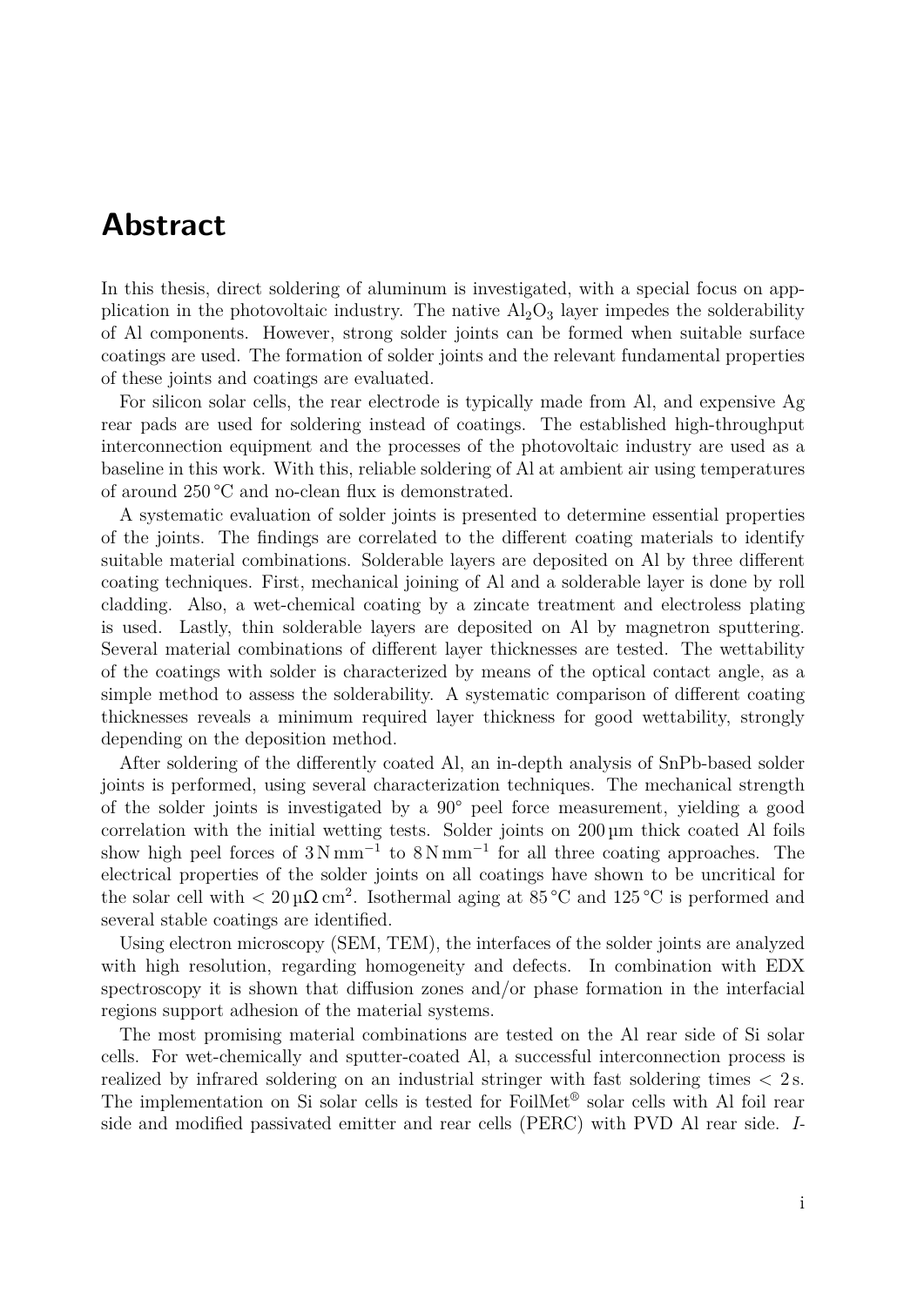# Abstract

In this thesis, direct soldering of aluminum is investigated, with a special focus on application in the photovoltaic industry. The native $Al_2O_3$ layer impedes the solderability of Al components. However, strong solder joints can be formed when suitable surface coatings are used. The formation of solder joints and the relevant fundamental properties of these joints and coatings are evaluated.

For silicon solar cells, the rear electrode is typically made from Al, and expensive Ag rear pads are used for soldering instead of coatings. The established high-throughput interconnection equipment and the processes of the photovoltaic industry are used as a baseline in this work. With this, reliable soldering of Al at ambient air using temperatures of around 250 °C and no-clean flux is demonstrated.

A systematic evaluation of solder joints is presented to determine essential properties of the joints. The findings are correlated to the different coating materials to identify suitable material combinations. Solderable layers are deposited on Al by three different coating techniques. First, mechanical joining of Al and a solderable layer is done by roll cladding. Also, a wet-chemical coating by a zincate treatment and electroless plating is used. Lastly, thin solderable layers are deposited on Al by magnetron sputtering. Several material combinations of different layer thicknesses are tested. The wettability of the coatings with solder is characterized by means of the optical contact angle, as a simple method to assess the solderability. A systematic comparison of different coating thicknesses reveals a minimum required layer thickness for good wettability, strongly depending on the deposition method.

After soldering of the differently coated Al, an in-depth analysis of SnPb-based solder joints is performed, using several characterization techniques. The mechanical strength of the solder joints is investigated by a 90° peel force measurement, yielding a good correlation with the initial wetting tests. Solder joints on 200 µm thick coated Al foils show high peel forces of $3\,\mathrm{N\,mm^{-1}}$ to $8\,\mathrm{N\,mm^{-1}}$ for all three coating approaches. The electrical properties of the solder joints on all coatings have shown to be uncritical for the solar cell with $< 20\,\mu\Omega\,\mathrm{cm}^2$. Isothermal aging at 85 °C and 125 °C is performed and several stable coatings are identified.

Using electron microscopy (SEM, TEM), the interfaces of the solder joints are analyzed with high resolution, regarding homogeneity and defects. In combination with EDX spectroscopy it is shown that diffusion zones and/or phase formation in the interfacial regions support adhesion of the material systems.

The most promising material combinations are tested on the Al rear side of Si solar cells. For wet-chemically and sputter-coated Al, a successful interconnection process is realized by infrared soldering on an industrial stringer with fast soldering times $< 2\,\mathrm{s}$. The implementation on Si solar cells is tested for FoilMet® solar cells with Al foil rear side and modified passivated emitter and rear cells (PERC) with PVD Al rear side. *I*-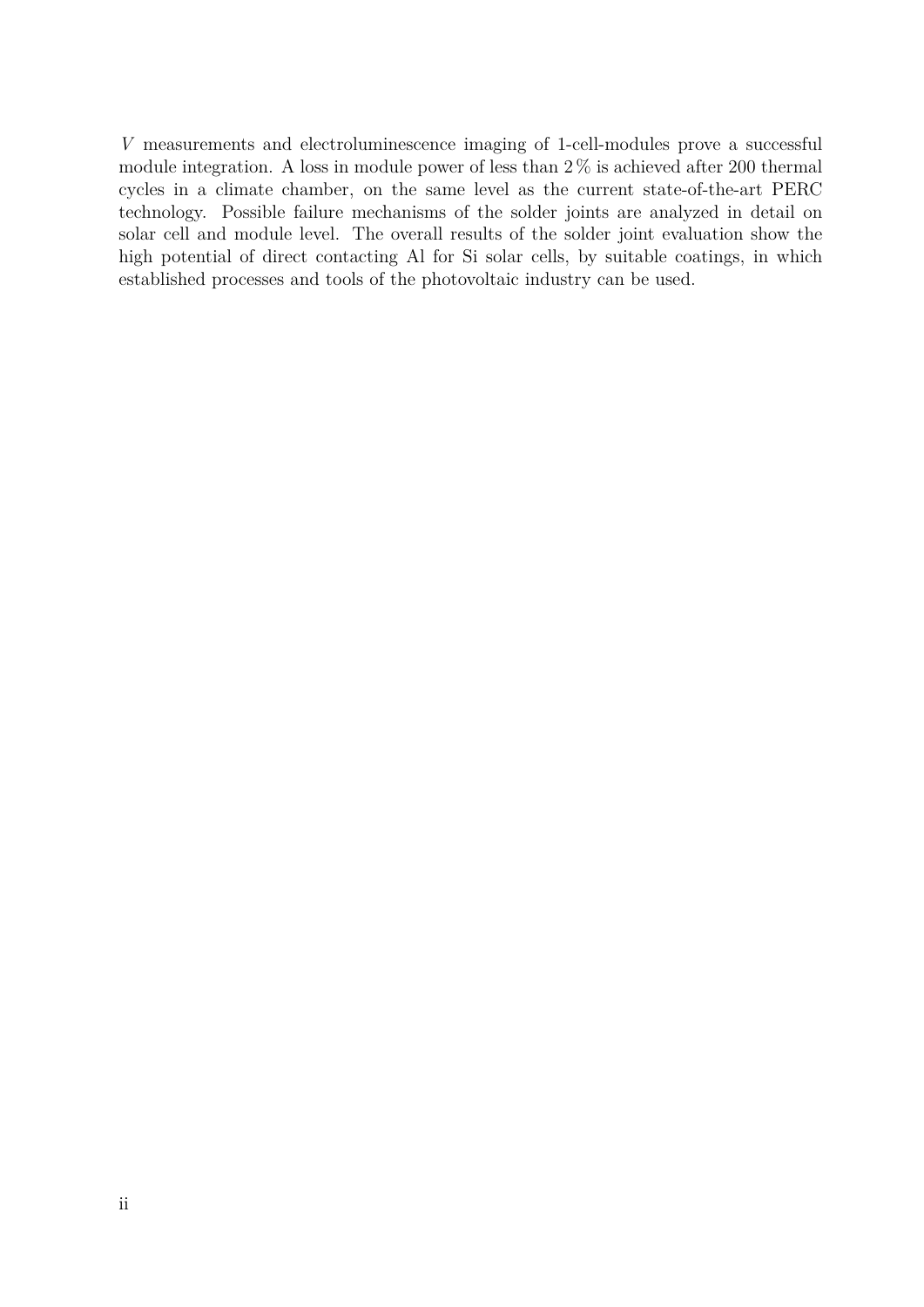$V$ measurements and electroluminescence imaging of 1-cell-modules prove a successful module integration. A loss in module power of less than 2 % is achieved after 200 thermal cycles in a climate chamber, on the same level as the current state-of-the-art PERC technology. Possible failure mechanisms of the solder joints are analyzed in detail on solar cell and module level. The overall results of the solder joint evaluation show the high potential of direct contacting Al for Si solar cells, by suitable coatings, in which established processes and tools of the photovoltaic industry can be used.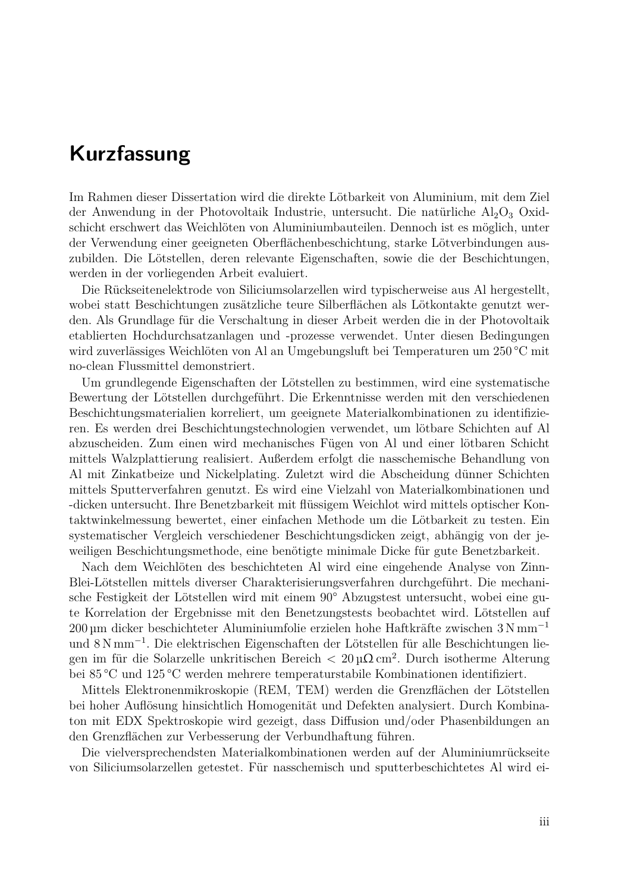# Kurzfassung

Im Rahmen dieser Dissertation wird die direkte Lötbarkeit von Aluminium, mit dem Ziel der Anwendung in der Photovoltaik Industrie, untersucht. Die natürliche $Al_2O_3$ Oxidschicht erschwert das Weichlöten von Aluminiumbauteilen. Dennoch ist es möglich, unter der Verwendung einer geeigneten Oberflächenbeschichtung, starke Lötverbindungen auszubilden. Die Lötstellen, deren relevante Eigenschaften, sowie die der Beschichtungen, werden in der vorliegenden Arbeit evaluiert.

Die Rückseitenelektrode von Siliciumsolarzellen wird typischerweise aus Al hergestellt, wobei statt Beschichtungen zusätzliche teure Silberflächen als Lötkontakte genutzt werden. Als Grundlage für die Verschaltung in der Arbeit werden die in der Photovoltaik etablierten Hochdurchsatzanlagen und -prozesse verwendet. Unter diesen Bedingungen wird zuverlässiges Weichlöten von Al an Umgebungsluft bei Temperaturen um 250 °C mit no-clean Flussmittel demonstriert.

Um grundlegende Eigenschaften der Lötstellen zu bestimmen, wird eine systematische Bewertung der Lötstellen durchgeführt. Die Erkenntnisse werden mit den verschiedenen Beschichtungsmaterialien korreliert, um geeignete Materialkombinationen zu identifizieren. Es werden drei Beschichtungstechnologien verwendet, um lötbare Schichten auf Al abzuscheiden. Zum einen wird mechanisches Fügen von Al und einer lötbaren Schicht mittels Walzplattierung realisiert. Außerdem erfolgt die nasschemische Behandlung von Al mit Zinkatbeize und Nickelplating. Zuletzt wird die Abscheidung dünner Schichten mittels Sputterverfahren genutzt. Es wird eine Vielzahl von Materialkombinationen und -dicken untersucht. Ihre Benetzbarkeit mit flüssigem Weichlot wird mittels optischer Kontaktwinkelmessung bewertet, einer einfachen Methode um die Lötbarkeit zu testen. Ein systematischer Vergleich verschiedener Beschichtungsdicken zeigt, abhängig von der jeweiligen Beschichtungsmethode, eine benötigte minimale Dicke für gute Benetzbarkeit.

Nach dem Weichlöten des beschichteten Al wird eine eingehende Analyse von Zinn-Blei-Lötstellen mittels diverser Charakterisierungsverfahren durchgeführt. Die mechanische Festigkeit der Lötstellen wird mit einem 90° Abzugstest untersucht, wobei eine gute Korrelation der Ergebnisse mit den Benetzungstests beobachtet wird. Lötstellen auf 200 µm dicker beschichteter Aluminiumfolie erzielen hohe Haftkräfte zwischen $3\,\mathrm{N\,mm^{-1}}$ und $8\,\mathrm{N\,mm^{-1}}$. Die elektrischen Eigenschaften der Lötstellen für alle Beschichtungen liegen im für die Solarzelle unkritischen Bereich $< 20\,\mathrm{\mu\Omega\,cm^2}$. Durch isotherme Alterung bei 85 °C und 125 °C werden mehrere temperaturstabile Kombinationen identifiziert.

Mittels Elektronenmikroskopie (REM, TEM) werden die Grenzflächen der Lötstellen bei hoher Auflösung hinsichtlich Homogenität und Defekten analysiert. Durch Kombinaton mit EDX Spektroskopie wird gezeigt, dass Diffusion und/oder Phasenbildungen an den Grenzflächen zur Verbesserung der Verbundhaftung führen.

Die vielversprechendsten Materialkombinationen werden auf der Aluminiumrückseite von Siliciumsolarzellen getestet. Für nasschemisch und sputterbeschichtetes Al wird ei-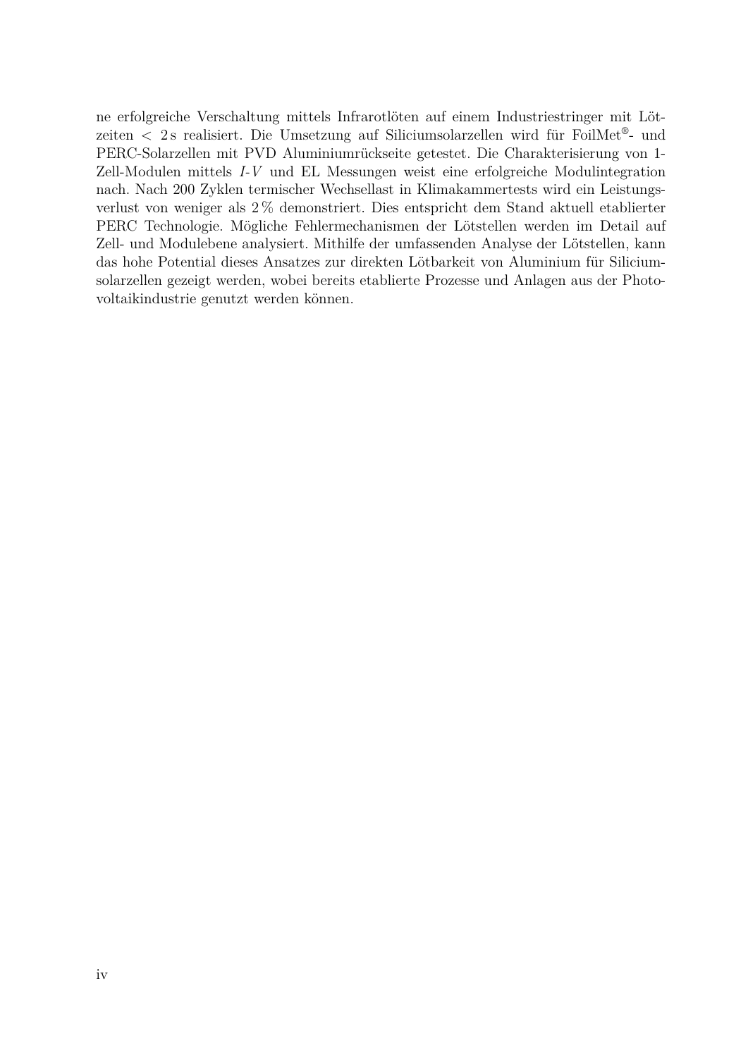ne erfolgreiche Verschaltung mittels Infrarotlöten auf einem Industriestringer mit Lötzeiten $< 2\,\mathrm{s}$ realisiert. Die Umsetzung auf Siliciumsolarzellen wird für FoilMet®- und PERC-Solarzellen mit PVD Aluminiumrückseite getestet. Die Charakterisierung von 1-Zell-Modulen mittels $I$-$V$ und EL Messungen weist eine erfolgreiche Modulintegration nach. Nach 200 Zyklen termischer Wechsellast in Klimakammertests wird ein Leistungsverlust von weniger als $2\,\%$ demonstriert. Dies entspricht dem Stand aktuell etablierter PERC Technologie. Mögliche Fehlermechanismen der Lötstellen werden im Detail auf Zell- und Modulebene analysiert. Mithilfe der umfassenden Analyse der Lötstellen, kann das hohe Potential dieses Ansatzes zur direkten Lötbarkeit von Aluminium für Siliciumsolarzellen gezeigt werden, wobei bereits etablierte Prozesse und Anlagen aus der Photovoltaikindustrie genutzt werden können.